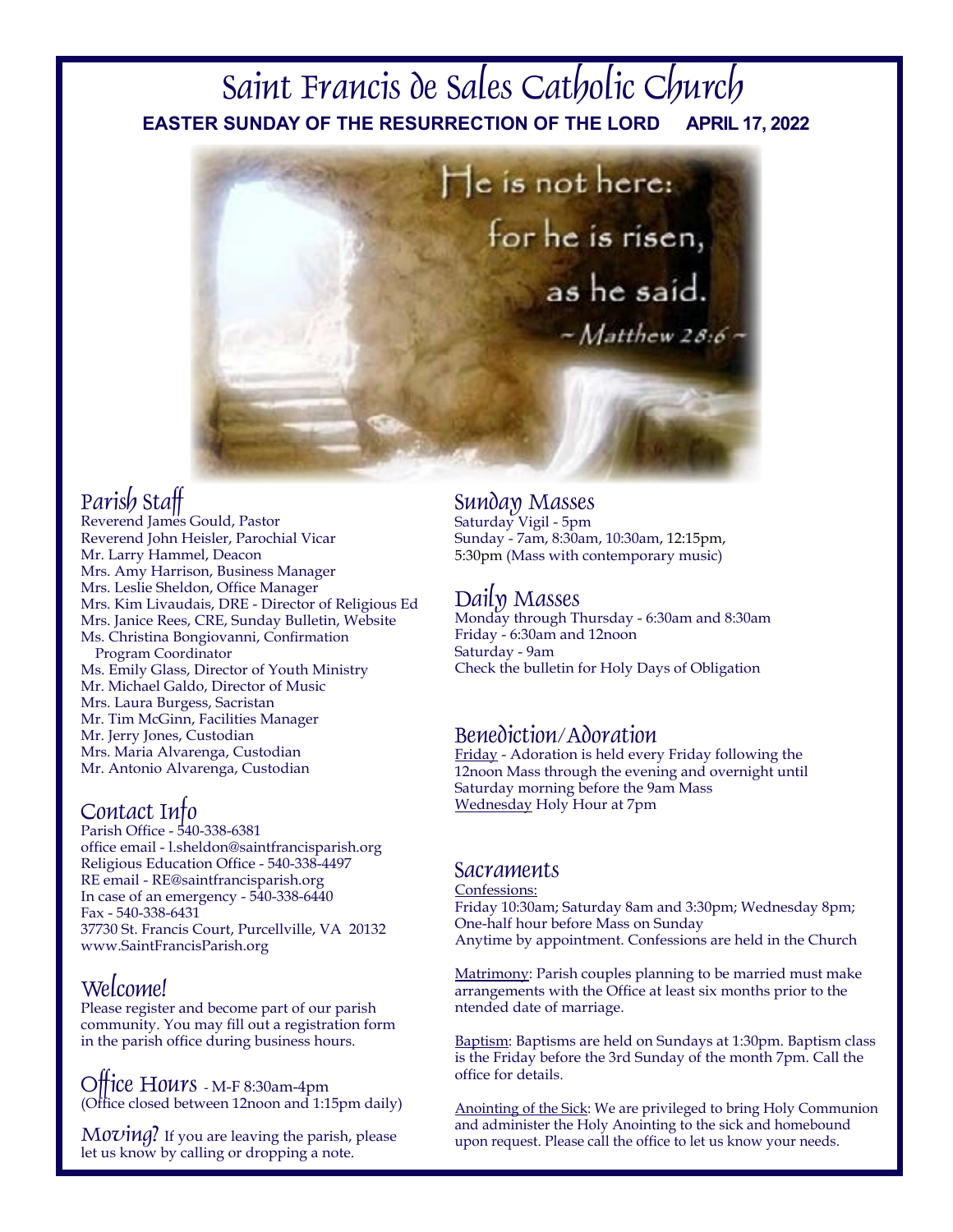# Saint Francis de Sales Catholic Church

**EASTER SUNDAY OF THE RESURRECTION OF THE LORD APRIL 17, 2022**

He is not here: for he is risen, as he said.

*~ Matthew 28:6 ~*

## Parish Staff

Reverend James Gould, Pastor
Reverend John Heisler, Parochial Vicar
Mr. Larry Hammel, Deacon
Mrs. Amy Harrison, Business Manager
Mrs. Leslie Sheldon, Office Manager
Mrs. Kim Livaudais, DRE - Director of Religious Ed
Mrs. Janice Rees, CRE, Sunday Bulletin, Website
Ms. Christina Bongiovanni, Confirmation Program Coordinator
Ms. Emily Glass, Director of Youth Ministry
Mr. Michael Galdo, Director of Music
Mrs. Laura Burgess, Sacristan
Mr. Tim McGinn, Facilities Manager
Mr. Jerry Jones, Custodian
Mrs. Maria Alvarenga, Custodian
Mr. Antonio Alvarenga, Custodian

## Contact Info

Parish Office - 540-338-6381
office email - l.sheldon@saintfrancisparish.org
Religious Education Office - 540-338-4497
RE email - RE@saintfrancisparish.org
In case of an emergency - 540-338-6440
Fax - 540-338-6431
37730 St. Francis Court, Purcellville, VA 20132
www.SaintFrancisParish.org

## Welcome!

Please register and become part of our parish community. You may fill out a registration form in the parish office during business hours.

## Office Hours - M-F 8:30am-4pm

(Office closed between 12noon and 1:15pm daily)

**Moving?** If you are leaving the parish, please let us know by calling or dropping a note.

## Sunday Masses

Saturday Vigil - 5pm
Sunday - 7am, 8:30am, 10:30am, 12:15pm, 5:30pm (Mass with contemporary music)

## Daily Masses

Monday through Thursday - 6:30am and 8:30am
Friday - 6:30am and 12noon
Saturday - 9am
Check the bulletin for Holy Days of Obligation

## Benediction/Adoration

Friday - Adoration is held every Friday following the 12noon Mass through the evening and overnight until Saturday morning before the 9am Mass
Wednesday Holy Hour at 7pm

## Sacraments

Confessions:
Friday 10:30am; Saturday 8am and 3:30pm; Wednesday 8pm; One-half hour before Mass on Sunday
Anytime by appointment. Confessions are held in the Church

Matrimony: Parish couples planning to be married must make arrangements with the Office at least six months prior to the ntended date of marriage.

Baptism: Baptisms are held on Sundays at 1:30pm. Baptism class is the Friday before the 3rd Sunday of the month 7pm. Call the office for details.

Anointing of the Sick: We are privileged to bring Holy Communion and administer the Holy Anointing to the sick and homebound upon request. Please call the office to let us know your needs.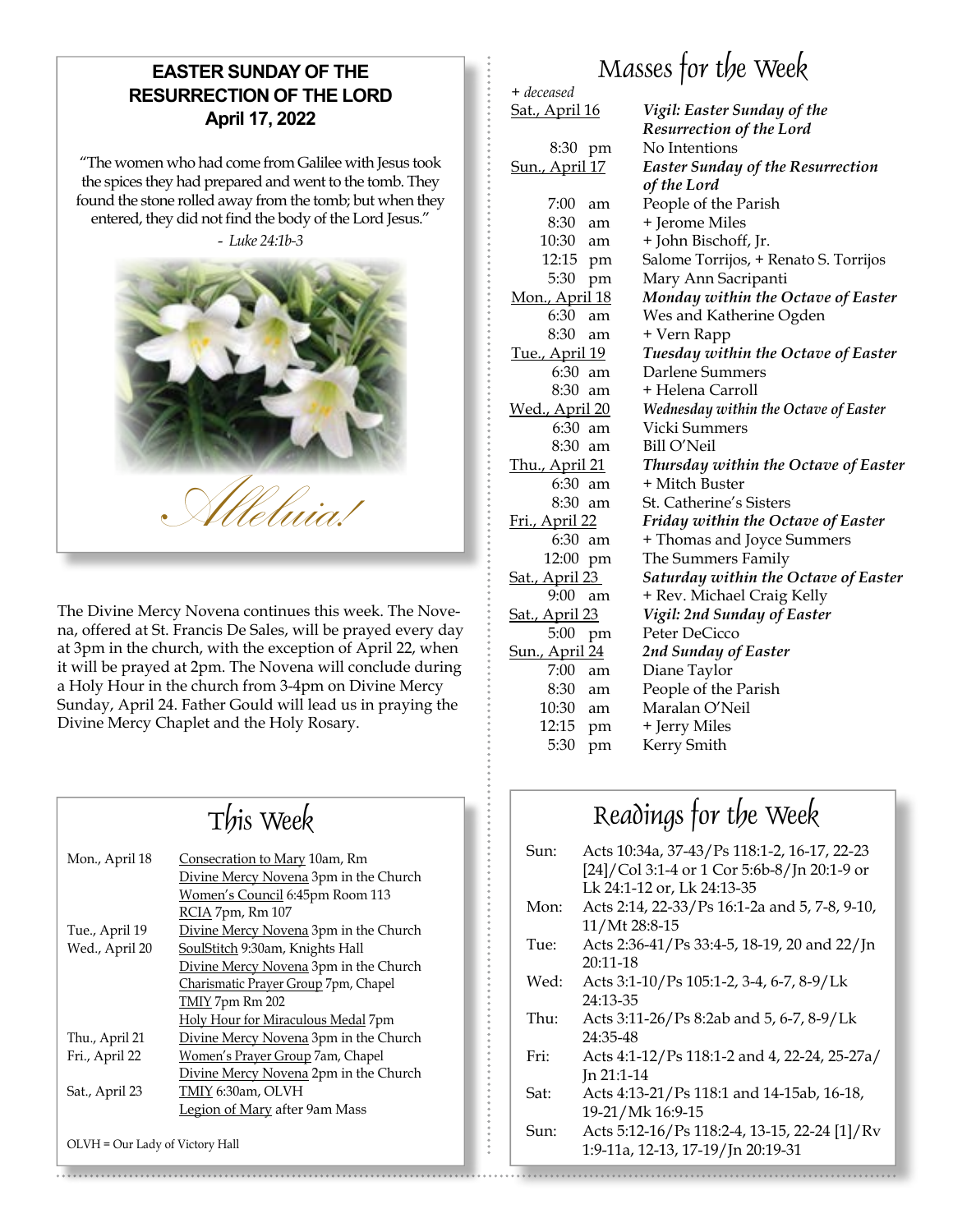## EASTER SUNDAY OF THE RESURRECTION OF THE LORD
## April 17, 2022

"The women who had come from Galilee with Jesus took the spices they had prepared and went to the tomb. They found the stone rolled away from the tomb; but when they entered, they did not find the body of the Lord Jesus."

*- Luke 24:1b-3*

*Alleluia!*

The Divine Mercy Novena continues this week. The Novena, offered at St. Francis De Sales, will be prayed every day at 3pm in the church, with the exception of April 22, when it will be prayed at 2pm. The Novena will conclude during a Holy Hour in the church from 3-4pm on Divine Mercy Sunday, April 24. Father Gould will lead us in praying the Divine Mercy Chaplet and the Holy Rosary.

## This Week

| | |
|---|---|
| Mon., April 18 | Consecration to Mary 10am, Rm |
| | Divine Mercy Novena 3pm in the Church |
| | Women's Council 6:45pm Room 113 |
| | RCIA 7pm, Rm 107 |
| Tue., April 19 | Divine Mercy Novena 3pm in the Church |
| Wed., April 20 | SoulStitch 9:30am, Knights Hall |
| | Divine Mercy Novena 3pm in the Church |
| | Charismatic Prayer Group 7pm, Chapel |
| | TMIY 7pm Rm 202 |
| | Holy Hour for Miraculous Medal 7pm |
| Thu., April 21 | Divine Mercy Novena 3pm in the Church |
| Fri., April 22 | Women's Prayer Group 7am, Chapel |
| | Divine Mercy Novena 2pm in the Church |
| Sat., April 23 | TMIY 6:30am, OLVH |
| | Legion of Mary after 9am Mass |

OLVH = Our Lady of Victory Hall

## Masses for the Week

*+ deceased*

| | |
|---|---|
| Sat., April 16 | ***Vigil: Easter Sunday of the Resurrection of the Lord*** |
| 8:30 pm | No Intentions |
| Sun., April 17 | ***Easter Sunday of the Resurrection of the Lord*** |
| 7:00 am | People of the Parish |
| 8:30 am | + Jerome Miles |
| 10:30 am | + John Bischoff, Jr. |
| 12:15 pm | Salome Torrijos, + Renato S. Torrijos |
| 5:30 pm | Mary Ann Sacripanti |
| Mon., April 18 | ***Monday within the Octave of Easter*** |
| 6:30 am | Wes and Katherine Ogden |
| 8:30 am | + Vern Rapp |
| Tue., April 19 | ***Tuesday within the Octave of Easter*** |
| 6:30 am | Darlene Summers |
| 8:30 am | + Helena Carroll |
| Wed., April 20 | ***Wednesday within the Octave of Easter*** |
| 6:30 am | Vicki Summers |
| 8:30 am | Bill O'Neil |
| Thu., April 21 | ***Thursday within the Octave of Easter*** |
| 6:30 am | + Mitch Buster |
| 8:30 am | St. Catherine's Sisters |
| Fri., April 22 | ***Friday within the Octave of Easter*** |
| 6:30 am | + Thomas and Joyce Summers |
| 12:00 pm | The Summers Family |
| Sat., April 23 | ***Saturday within the Octave of Easter*** |
| 9:00 am | + Rev. Michael Craig Kelly |
| Sat., April 23 | ***Vigil: 2nd Sunday of Easter*** |
| 5:00 pm | Peter DeCicco |
| Sun., April 24 | ***2nd Sunday of Easter*** |
| 7:00 am | Diane Taylor |
| 8:30 am | People of the Parish |
| 10:30 am | Maralan O'Neil |
| 12:15 pm | + Jerry Miles |
| 5:30 pm | Kerry Smith |

## Readings for the Week

| | |
|---|---|
| Sun: | Acts 10:34a, 37-43/Ps 118:1-2, 16-17, 22-23 [24]/Col 3:1-4 or 1 Cor 5:6b-8/Jn 20:1-9 or Lk 24:1-12 or, Lk 24:13-35 |
| Mon: | Acts 2:14, 22-33/Ps 16:1-2a and 5, 7-8, 9-10, 11/Mt 28:8-15 |
| Tue: | Acts 2:36-41/Ps 33:4-5, 18-19, 20 and 22/Jn 20:11-18 |
| Wed: | Acts 3:1-10/Ps 105:1-2, 3-4, 6-7, 8-9/Lk 24:13-35 |
| Thu: | Acts 3:11-26/Ps 8:2ab and 5, 6-7, 8-9/Lk 24:35-48 |
| Fri: | Acts 4:1-12/Ps 118:1-2 and 4, 22-24, 25-27a/Jn 21:1-14 |
| Sat: | Acts 4:13-21/Ps 118:1 and 14-15ab, 16-18, 19-21/Mk 16:9-15 |
| Sun: | Acts 5:12-16/Ps 118:2-4, 13-15, 22-24 [1]/Rv 1:9-11a, 12-13, 17-19/Jn 20:19-31 |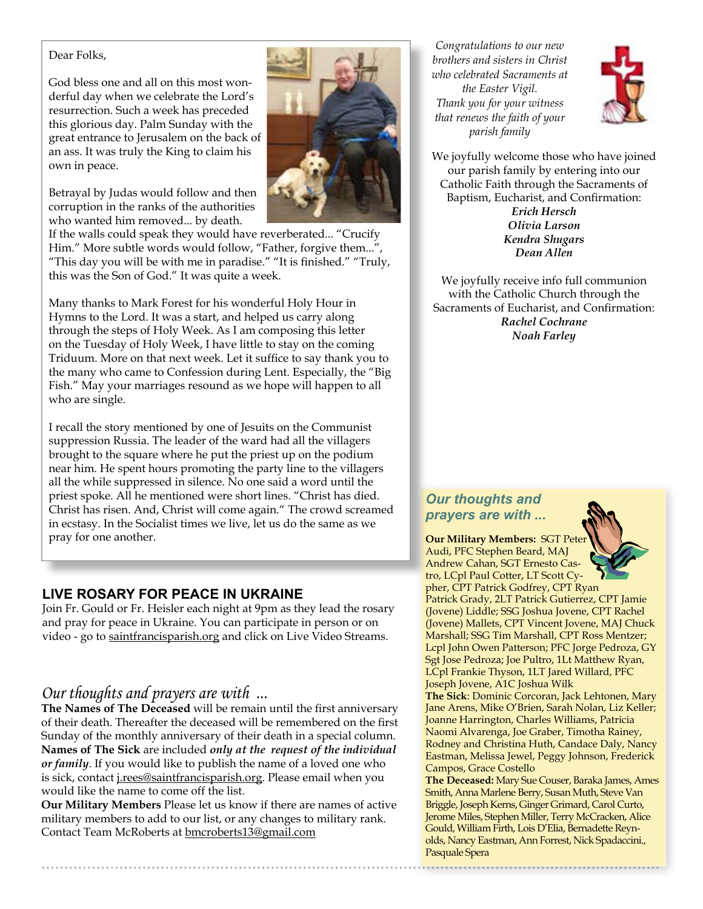Dear Folks,

God bless one and all on this most wonderful day when we celebrate the Lord's resurrection. Such a week has preceded this glorious day. Palm Sunday with the great entrance to Jerusalem on the back of an ass. It was truly the King to claim his own in peace.

Betrayal by Judas would follow and then corruption in the ranks of the authorities who wanted him removed... by death. If the walls could speak they would have reverberated... "Crucify Him." More subtle words would follow, "Father, forgive them...", "This day you will be with me in paradise." "It is finished." "Truly, this was the Son of God." It was quite a week.

Many thanks to Mark Forest for his wonderful Holy Hour in Hymns to the Lord. It was a start, and helped us carry along through the steps of Holy Week. As I am composing this letter on the Tuesday of Holy Week, I have little to stay on the coming Triduum. More on that next week. Let it suffice to say thank you to the many who came to Confession during Lent. Especially, the "Big Fish." May your marriages resound as we hope will happen to all who are single.

I recall the story mentioned by one of Jesuits on the Communist suppression Russia. The leader of the ward had all the villagers brought to the square where he put the priest up on the podium near him. He spent hours promoting the party line to the villagers all the while suppressed in silence. No one said a word until the priest spoke. All he mentioned were short lines. "Christ has died. Christ has risen. And, Christ will come again." The crowd screamed in ecstasy. In the Socialist times we live, let us do the same as we pray for one another.

*Congratulations to our new brothers and sisters in Christ who celebrated Sacraments at the Easter Vigil. Thank you for your witness that renews the faith of your parish family*

We joyfully welcome those who have joined our parish family by entering into our Catholic Faith through the Sacraments of Baptism, Eucharist, and Confirmation:

***Erich Hersch***
***Olivia Larson***
***Kendra Shugars***
***Dean Allen***

We joyfully receive info full communion with the Catholic Church through the Sacraments of Eucharist, and Confirmation:

***Rachel Cochrane***
***Noah Farley***

## LIVE ROSARY FOR PEACE IN UKRAINE

Join Fr. Gould or Fr. Heisler each night at 9pm as they lead the rosary and pray for peace in Ukraine. You can participate in person or on video - go to saintfrancisparish.org and click on Live Video Streams.

## *Our thoughts and prayers are with ...*

**The Names of The Deceased** will be remain until the first anniversary of their death. Thereafter the deceased will be remembered on the first Sunday of the monthly anniversary of their death in a special column. **Names of The Sick** are included ***only at the request of the individual or family***. If you would like to publish the name of a loved one who is sick, contact j.rees@saintfrancisparish.org. Please email when you would like the name to come off the list.

**Our Military Members** Please let us know if there are names of active military members to add to our list, or any changes to military rank. Contact Team McRoberts at bmcroberts13@gmail.com

### *Our thoughts and prayers are with ...*

**Our Military Members:** SGT Peter Audi, PFC Stephen Beard, MAJ Andrew Cahan, SGT Ernesto Castro, LCpl Paul Cotter, LT Scott Cypher, CPT Patrick Godfrey, CPT Ryan Patrick Grady, 2LT Patrick Gutierrez, CPT Jamie (Jovene) Liddle; SSG Joshua Jovene, CPT Rachel (Jovene) Mallets, CPT Vincent Jovene, MAJ Chuck Marshall; SSG Tim Marshall, CPT Ross Mentzer; Lcpl John Owen Patterson; PFC Jorge Pedroza, GY Sgt Jose Pedroza; Joe Pultro, 1Lt Matthew Ryan, LCpl Frankie Thyson, 1LT Jared Willard, PFC Joseph Jovene, A1C Joshua Wilk

**The Sick**: Dominic Corcoran, Jack Lehtonen, Mary Jane Arens, Mike O'Brien, Sarah Nolan, Liz Keller; Joanne Harrington, Charles Williams, Patricia Naomi Alvarenga, Joe Graber, Timotha Rainey, Rodney and Christina Huth, Candace Daly, Nancy Eastman, Melissa Jewel, Peggy Johnson, Frederick Campos, Grace Costello

**The Deceased:** Mary Sue Couser, Baraka James, Ames Smith, Anna Marlene Berry, Susan Muth, Steve Van Briggle, Joseph Kerns, Ginger Grimard, Carol Curto, Jerome Miles, Stephen Miller, Terry McCracken, Alice Gould, William Firth, Lois D'Elia, Bernadette Reynolds, Nancy Eastman, Ann Forrest, Nick Spadaccini., Pasquale Spera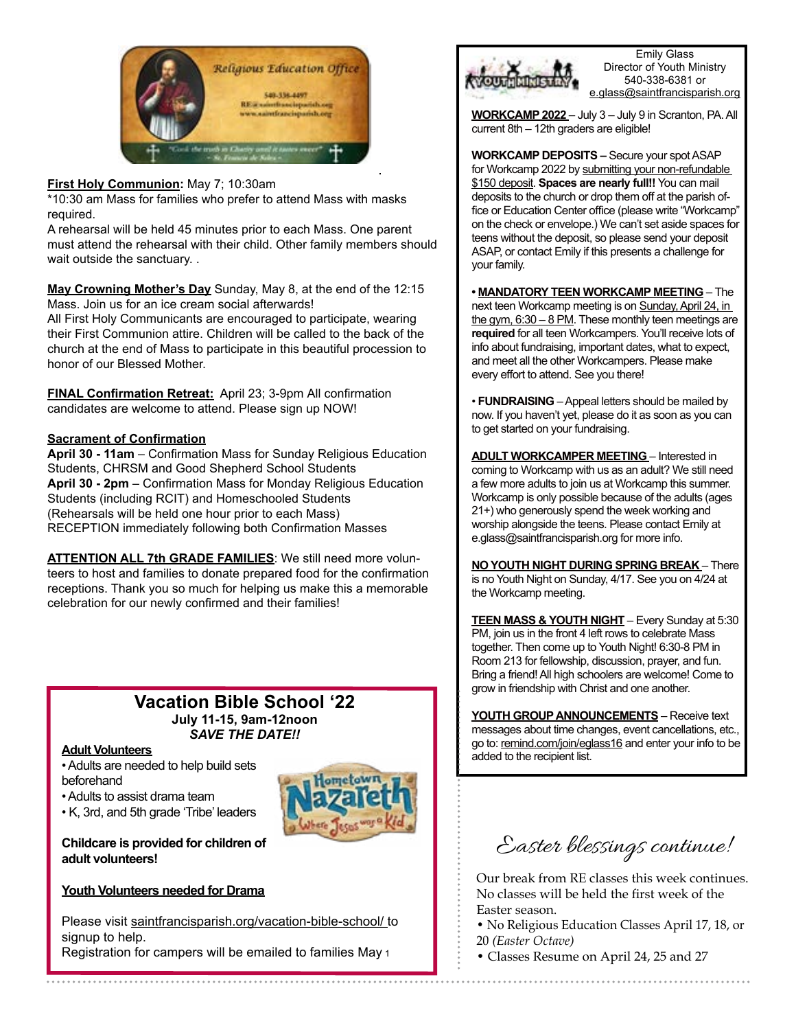Religious Education Office

540-336-4497

RE@saintfrancisparish.org

www.saintfrancisparish.org

"Cook the truth in Charity until it tastes sweet" ~ St. Francis de Sales ~

**First Holy Communion:** May 7; 10:30am

*10:30 am Mass for families who prefer to attend Mass with masks required.

A rehearsal will be held 45 minutes prior to each Mass. One parent must attend the rehearsal with their child. Other family members should wait outside the sanctuary. .

**May Crowning Mother's Day** Sunday, May 8, at the end of the 12:15 Mass. Join us for an ice cream social afterwards!

All First Holy Communicants are encouraged to participate, wearing their First Communion attire. Children will be called to the back of the church at the end of Mass to participate in this beautiful procession to honor of our Blessed Mother.

**FINAL Confirmation Retreat:** April 23; 3-9pm All confirmation candidates are welcome to attend. Please sign up NOW!

**Sacrament of Confirmation**

**April 30 - 11am** – Confirmation Mass for Sunday Religious Education Students, CHRSM and Good Shepherd School Students

**April 30 - 2pm** – Confirmation Mass for Monday Religious Education Students (including RCIT) and Homeschooled Students

(Rehearsals will be held one hour prior to each Mass)

RECEPTION immediately following both Confirmation Masses

**ATTENTION ALL 7th GRADE FAMILIES**: We still need more volunteers to host and families to donate prepared food for the confirmation receptions. Thank you so much for helping us make this a memorable celebration for our newly confirmed and their families!

## Vacation Bible School '22

**July 11-15, 9am-12noon**

***SAVE THE DATE!!***

Hometown Nazareth – Where Jesus was a Kid

**Adult Volunteers**

- Adults are needed to help build sets beforehand
- Adults to assist drama team
- K, 3rd, and 5th grade 'Tribe' leaders

**Childcare is provided for children of adult volunteers!**

**Youth Volunteers needed for Drama**

Please visit saintfrancisparish.org/vacation-bible-school/ to signup to help.

Registration for campers will be emailed to families May 1

## Youth Ministry

Emily Glass
Director of Youth Ministry
540-338-6381 or
e.glass@saintfrancisparish.org

**WORKCAMP 2022** – July 3 – July 9 in Scranton, PA. All current 8th – 12th graders are eligible!

**WORKCAMP DEPOSITS –** Secure your spot ASAP for Workcamp 2022 by submitting your non-refundable $150 deposit. **Spaces are nearly full!!** You can mail deposits to the church or drop them off at the parish office or Education Center office (please write "Workcamp" on the check or envelope.) We can't set aside spaces for teens without the deposit, so please send your deposit ASAP, or contact Emily if this presents a challenge for your family.

**• MANDATORY TEEN WORKCAMP MEETING** – The next teen Workcamp meeting is on Sunday, April 24, in the gym, 6:30 – 8 PM. These monthly teen meetings are **required** for all teen Workcampers. You'll receive lots of info about fundraising, important dates, what to expect, and meet all the other Workcampers. Please make every effort to attend. See you there!

• **FUNDRAISING** – Appeal letters should be mailed by now. If you haven't yet, please do it as soon as you can to get started on your fundraising.

**ADULT WORKCAMPER MEETING** – Interested in coming to Workcamp with us as an adult? We still need a few more adults to join us at Workcamp this summer. Workcamp is only possible because of the adults (ages 21+) who generously spend the week working and worship alongside the teens. Please contact Emily at e.glass@saintfrancisparish.org for more info.

**NO YOUTH NIGHT DURING SPRING BREAK** – There is no Youth Night on Sunday, 4/17. See you on 4/24 at the Workcamp meeting.

**TEEN MASS & YOUTH NIGHT** – Every Sunday at 5:30 PM, join us in the front 4 left rows to celebrate Mass together. Then come up to Youth Night! 6:30-8 PM in Room 213 for fellowship, discussion, prayer, and fun. Bring a friend! All high schoolers are welcome! Come to grow in friendship with Christ and one another.

**YOUTH GROUP ANNOUNCEMENTS** – Receive text messages about time changes, event cancellations, etc., go to: remind.com/join/eglass16 and enter your info to be added to the recipient list.

## *Easter blessings continue!*

Our break from RE classes this week continues. No classes will be held the first week of the Easter season.

- No Religious Education Classes April 17, 18, or 20 *(Easter Octave)*
- Classes Resume on April 24, 25 and 27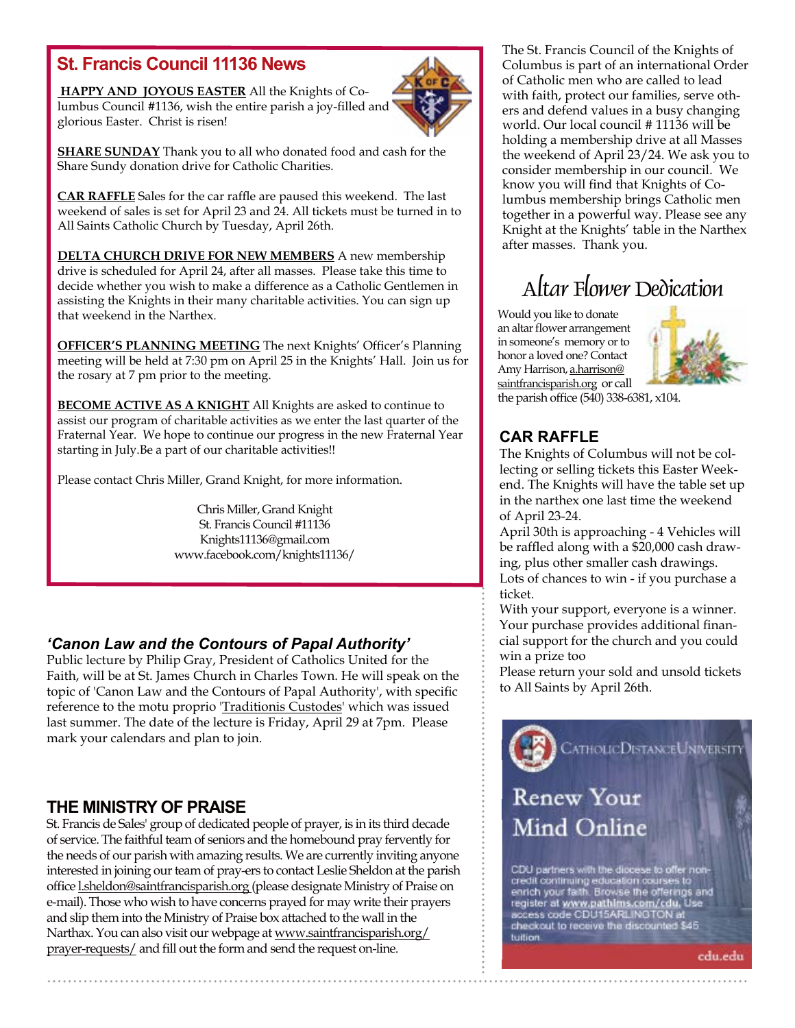## St. Francis Council 11136 News

**HAPPY AND JOYOUS EASTER** All the Knights of Columbus Council #1136, wish the entire parish a joy-filled and glorious Easter. Christ is risen!

**SHARE SUNDAY** Thank you to all who donated food and cash for the Share Sundy donation drive for Catholic Charities.

**CAR RAFFLE** Sales for the car raffle are paused this weekend. The last weekend of sales is set for April 23 and 24. All tickets must be turned in to All Saints Catholic Church by Tuesday, April 26th.

**DELTA CHURCH DRIVE FOR NEW MEMBERS** A new membership drive is scheduled for April 24, after all masses. Please take this time to decide whether you wish to make a difference as a Catholic Gentlemen in assisting the Knights in their many charitable activities. You can sign up that weekend in the Narthex.

**OFFICER'S PLANNING MEETING** The next Knights' Officer's Planning meeting will be held at 7:30 pm on April 25 in the Knights' Hall. Join us for the rosary at 7 pm prior to the meeting.

**BECOME ACTIVE AS A KNIGHT** All Knights are asked to continue to assist our program of charitable activities as we enter the last quarter of the Fraternal Year. We hope to continue our progress in the new Fraternal Year starting in July.Be a part of our charitable activities!!

Please contact Chris Miller, Grand Knight, for more information.

Chris Miller, Grand Knight
St. Francis Council #11136
Knights11136@gmail.com
www.facebook.com/knights11136/

The St. Francis Council of the Knights of Columbus is part of an international Order of Catholic men who are called to lead with faith, protect our families, serve others and defend values in a busy changing world. Our local council # 11136 will be holding a membership drive at all Masses the weekend of April 23/24. We ask you to consider membership in our council. We know you will find that Knights of Columbus membership brings Catholic men together in a powerful way. Please see any Knight at the Knights' table in the Narthex after masses. Thank you.

## Altar Flower Dedication

Would you like to donate an altar flower arrangement in someone's memory or to honor a loved one? Contact Amy Harrison, a.harrison@saintfrancisparish.org or call the parish office (540) 338-6381, x104.

## CAR RAFFLE

The Knights of Columbus will not be collecting or selling tickets this Easter Weekend. The Knights will have the table set up in the narthex one last time the weekend of April 23-24.

April 30th is approaching - 4 Vehicles will be raffled along with a $20,000 cash drawing, plus other smaller cash drawings. Lots of chances to win - if you purchase a ticket.

With your support, everyone is a winner. Your purchase provides additional financial support for the church and you could win a prize too

Please return your sold and unsold tickets to All Saints by April 26th.

### *'Canon Law and the Contours of Papal Authority'*

Public lecture by Philip Gray, President of Catholics United for the Faith, will be at St. James Church in Charles Town. He will speak on the topic of 'Canon Law and the Contours of Papal Authority', with specific reference to the motu proprio 'Traditionis Custodes' which was issued last summer. The date of the lecture is Friday, April 29 at 7pm. Please mark your calendars and plan to join.

## THE MINISTRY OF PRAISE

St. Francis de Sales' group of dedicated people of prayer, is in its third decade of service. The faithful team of seniors and the homebound pray fervently for the needs of our parish with amazing results. We are currently inviting anyone interested in joining our team of pray-ers to contact Leslie Sheldon at the parish office l.sheldon@saintfrancisparish.org (please designate Ministry of Praise on e-mail). Those who wish to have concerns prayed for may write their prayers and slip them into the Ministry of Praise box attached to the wall in the Narthax. You can also visit our webpage at www.saintfrancisparish.org/prayer-requests/ and fill out the form and send the request on-line.

CatholicDistanceUniversity

**Renew Your Mind Online**

CDU partners with the diocese to offer non-credit continuing education courses to enrich your faith. Browse the offerings and register at www.pathlms.com/cdu. Use access code CDU15ARLINGTON at checkout to receive the discounted $45 tuition.

cdu.edu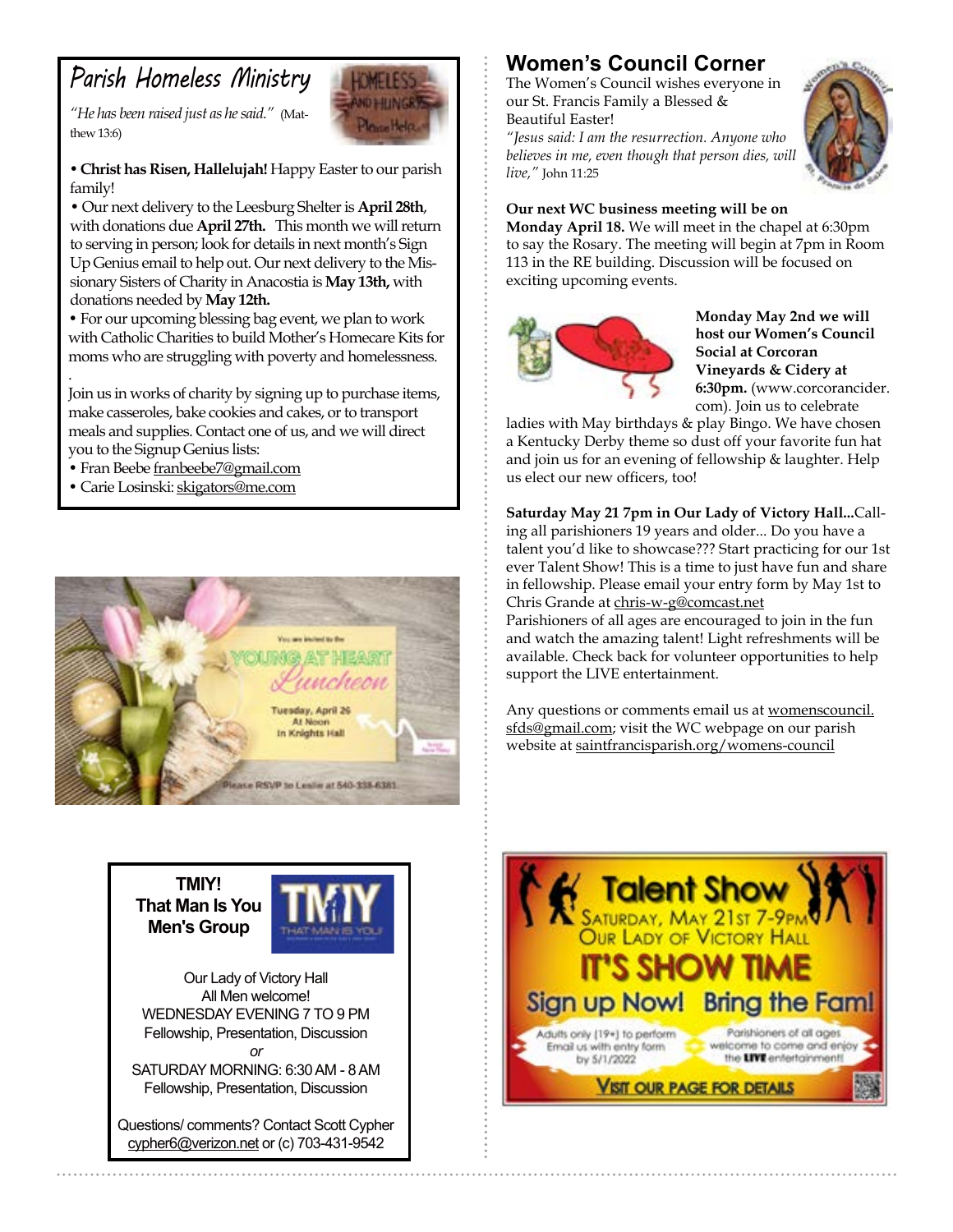## Parish Homeless Ministry

*"He has been raised just as he said."* (Matthew 13:6)

• **Christ has Risen, Hallelujah!** Happy Easter to our parish family!

• Our next delivery to the Leesburg Shelter is **April 28th**, with donations due **April 27th.** This month we will return to serving in person; look for details in next month's Sign Up Genius email to help out. Our next delivery to the Missionary Sisters of Charity in Anacostia is **May 13th,** with donations needed by **May 12th.**

• For our upcoming blessing bag event, we plan to work with Catholic Charities to build Mother's Homecare Kits for moms who are struggling with poverty and homelessness.

Join us in works of charity by signing up to purchase items, make casseroles, bake cookies and cakes, or to transport meals and supplies. Contact one of us, and we will direct you to the Signup Genius lists:

• Fran Beebe franbeebe7@gmail.com
• Carie Losinski: skigators@me.com

You are invited to the YOUNG AT HEART Luncheon

Tuesday, April 26
At Noon
In Knights Hall

Please RSVP to Leslie at 540-338-6381

## TMIY! That Man Is You Men's Group

Our Lady of Victory Hall
All Men welcome!
WEDNESDAY EVENING 7 TO 9 PM
Fellowship, Presentation, Discussion
*or*
SATURDAY MORNING: 6:30 AM - 8 AM
Fellowship, Presentation, Discussion

Questions/ comments? Contact Scott Cypher cypher6@verizon.net or (c) 703-431-9542

## Women's Council Corner

The Women's Council wishes everyone in our St. Francis Family a Blessed & Beautiful Easter!

*"Jesus said: I am the resurrection. Anyone who believes in me, even though that person dies, will live,"* John 11:25

**Our next WC business meeting will be on Monday April 18.** We will meet in the chapel at 6:30pm to say the Rosary. The meeting will begin at 7pm in Room 113 in the RE building. Discussion will be focused on exciting upcoming events.

**Monday May 2nd we will host our Women's Council Social at Corcoran Vineyards & Cidery at 6:30pm.** (www.corcorancider.com). Join us to celebrate ladies with May birthdays & play Bingo. We have chosen a Kentucky Derby theme so dust off your favorite fun hat and join us for an evening of fellowship & laughter. Help us elect our new officers, too!

**Saturday May 21 7pm in Our Lady of Victory Hall...**Calling all parishioners 19 years and older... Do you have a talent you'd like to showcase??? Start practicing for our 1st ever Talent Show! This is a time to just have fun and share in fellowship. Please email your entry form by May 1st to Chris Grande at chris-w-g@comcast.net

Parishioners of all ages are encouraged to join in the fun and watch the amazing talent! Light refreshments will be available. Check back for volunteer opportunities to help support the LIVE entertainment.

Any questions or comments email us at womenscouncil.sfds@gmail.com; visit the WC webpage on our parish website at saintfrancisparish.org/womens-council

### Talent Show
Saturday, May 21st 7-9PM
Our Lady of Victory Hall

IT'S SHOW TIME

Sign up Now! Bring the Fam!

Adults only (19+) to perform
Email us with entry form by 5/1/2022

Parishioners of all ages welcome to come and enjoy the LIVE entertainment!

VISIT OUR PAGE FOR DETAILS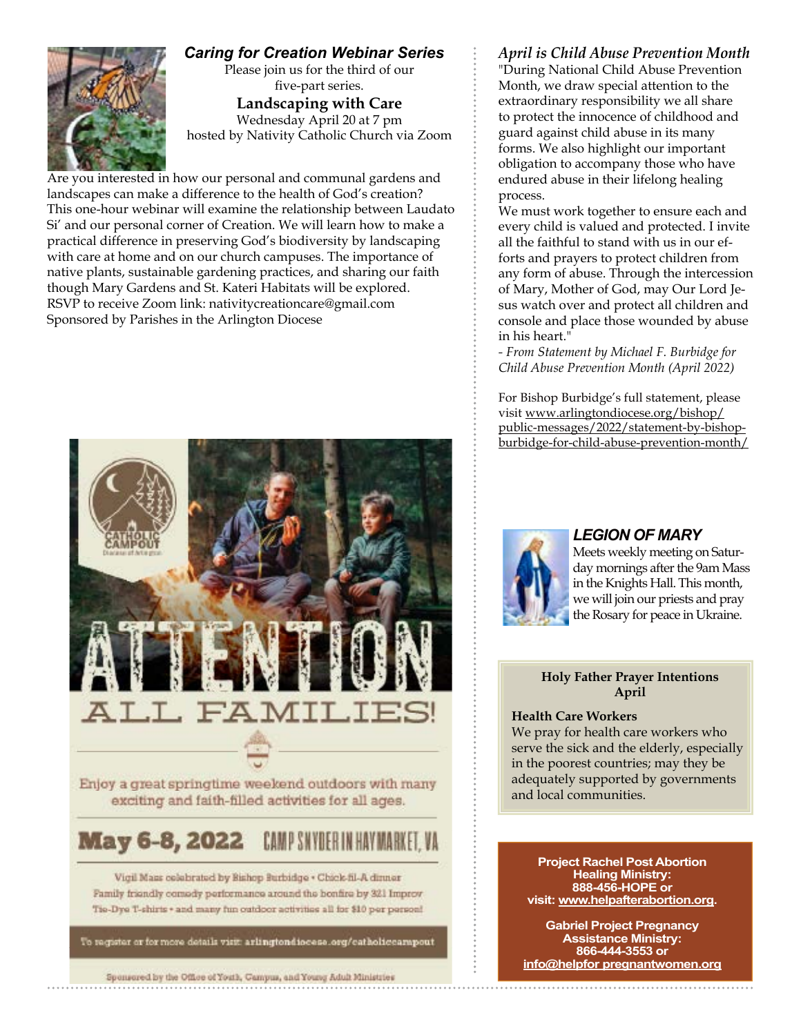### *Caring for Creation Webinar Series*

Please join us for the third of our five-part series.

**Landscaping with Care**

Wednesday April 20 at 7 pm
hosted by Nativity Catholic Church via Zoom

Are you interested in how our personal and communal gardens and landscapes can make a difference to the health of God's creation? This one-hour webinar will examine the relationship between Laudato Si' and our personal corner of Creation. We will learn how to make a practical difference in preserving God's biodiversity by landscaping with care at home and on our church campuses. The importance of native plants, sustainable gardening practices, and sharing our faith though Mary Gardens and St. Kateri Habitats will be explored.
RSVP to receive Zoom link: nativitycreationcare@gmail.com
Sponsored by Parishes in the Arlington Diocese

CATHOLIC CAMPOUT
Diocese of Arlington

# ATTENTION ALL FAMILIES!

Enjoy a great springtime weekend outdoors with many exciting and faith-filled activities for all ages.

**May 6-8, 2022** CAMP SNYDER IN HAYMARKET, VA

Vigil Mass celebrated by Bishop Burbidge • Chick-fil-A dinner
Family friendly comedy performance around the bonfire by 321 Improv
Tie-Dye T-shirts • and many fun outdoor activities all for $10 per person!

To register or for more details visit: arlingtondiocese.org/catholiccampout

Sponsored by the Office of Youth, Campus, and Young Adult Ministries

### *April is Child Abuse Prevention Month*

"During National Child Abuse Prevention Month, we draw special attention to the extraordinary responsibility we all share to protect the innocence of childhood and guard against child abuse in its many forms. We also highlight our important obligation to accompany those who have endured abuse in their lifelong healing process.
We must work together to ensure each and every child is valued and protected. I invite all the faithful to stand with us in our efforts and prayers to protect children from any form of abuse. Through the intercession of Mary, Mother of God, may Our Lord Jesus watch over and protect all children and console and place those wounded by abuse in his heart."
*- From Statement by Michael F. Burbidge for Child Abuse Prevention Month (April 2022)*

For Bishop Burbidge's full statement, please visit www.arlingtondiocese.org/bishop/public-messages/2022/statement-by-bishop-burbidge-for-child-abuse-prevention-month/

### *LEGION OF MARY*

Meets weekly meeting on Saturday mornings after the 9am Mass in the Knights Hall. This month, we will join our priests and pray the Rosary for peace in Ukraine.

**Holy Father Prayer Intentions**
**April**

**Health Care Workers**
We pray for health care workers who serve the sick and the elderly, especially in the poorest countries; may they be adequately supported by governments and local communities.

**Project Rachel Post Abortion Healing Ministry:**
**888-456-HOPE or**
**visit: www.helpafterabortion.org.**

**Gabriel Project Pregnancy Assistance Ministry:**
**866-444-3553 or**
**info@helpfor pregnantwomen.org**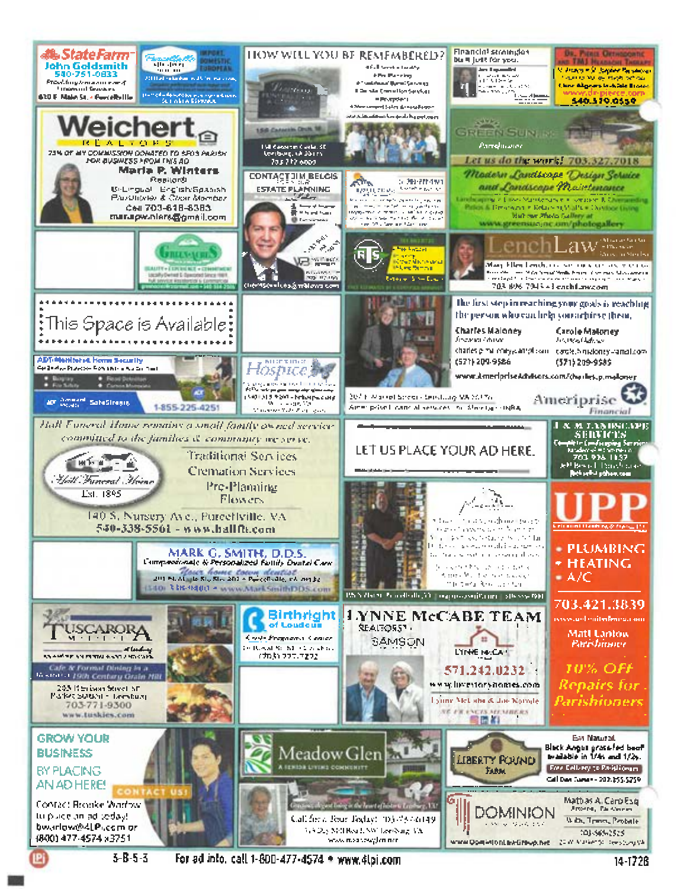**State Farm**
John Goldsmith
540-751-0833
610 E. Main St. • Purcellville

**IMPORT DOMESTIC EUROPEAN**

**HOW WILL YOU BE REMEMBERED?**

Financial strategies built just for you.

**Dr. Pierce Orthodontic and TMJ Headache Therapy**
www.dr-pierce.com
540.579.0559

**Weichert REALTORS**
25% OF MY COMMISSION DONATED TO SFOS PARISH FOR BUSINESS FROM THIS AD
**Maria P. Winters**
Realtor®
Bi-Lingual English/Spanish
Parishioner & Choir Member
Cell 703-818-8383
mariapwinters@gmail.com

**GREEN SUN, INC**
Parishioner
Let us do the work! 703.327.7018
*Modern Landscape Design Service and Landscape Maintenance*
www.greensuninc.com/photogallery

CONTACT JIM BELGIS
ESTATE PLANNING

**GREEN ACRES**

**RTS**

**LenchLaw**
703-896-7943 • Lenchlaw.com

**This Space is Available**

The first step in reaching your goals is reaching the person who can help you achieve them.

Charles Maloney — charles.p.maloney@ampf.com — (571) 209-9586
Carole Maloney — carole.b.maloney@ampf.com — (571) 209-9585

www.ameripriseadvisors.com/charles.p.maloney

**Ameriprise Financial**

**ADT Monitored Home Security**
1-855-225-4251

**Hospice**

*Hall Funeral Home remains a small family owned service committed to the families & community we serve.*

Hall Funeral Home
Est. 1895

Traditional Services
Cremation Services
Pre-Planning
Flowers

140 S. Nursery Ave., Purcellville, VA
540-338-5561 • www.hallfh.com

LET US PLACE YOUR AD HERE.

**L & M LANDSCAPE SERVICES**
703-996-1137

**MARK G. SMITH, D.D.S.**
Compassionate & Personalized Family Dental Care
*Your home town dentist*
(540) 338-4400 • www.MarkSmithDDS.com

**UPP**
• PLUMBING
• HEATING
• A/C
703.421.3839
Matt Lanlow
Parishioner
*10% OFF Repairs for Parishioners*

**TUSCARORA MILL**
Cafe & Formal Dining in a Restored 19th Century Grain Mill
203 Harrison Street SE
Market Station • Leesburg
703-771-9300
www.tuskies.com

**Birthright of Loudoun**
Crisis Pregnancy Center
(703) 777-7272

**LYNNE McCABE TEAM**
REALTORS®
SAMSON
571.242.0232
www.inventoryhomes.com
Lynne McCabe & Jim Korade
ST. FRANCIS MEMBERS

**GROW YOUR BUSINESS**
BY PLACING AN AD HERE!
CONTACT US!
Contact Brooke Warlow to place an ad today!
bwarlow@4LPi.com or
(800) 477-4574 x3751

**Meadow Glen**
A SENIOR LIVING COMMUNITY
Call for a Tour Today! 703-777-6149

**LIBERTY FOUND FARM**
Eat Natural
Black Angus grass-fed beef available in 1/4s and 1/2s.
Free Delivery to Parishioners
Call Dan Turner • 703.955.5259

**DOMINION**
Mathias A. Caro Esq
Wills, Trusts, Probate
703-566-2525
www.DominionLawGroup.net